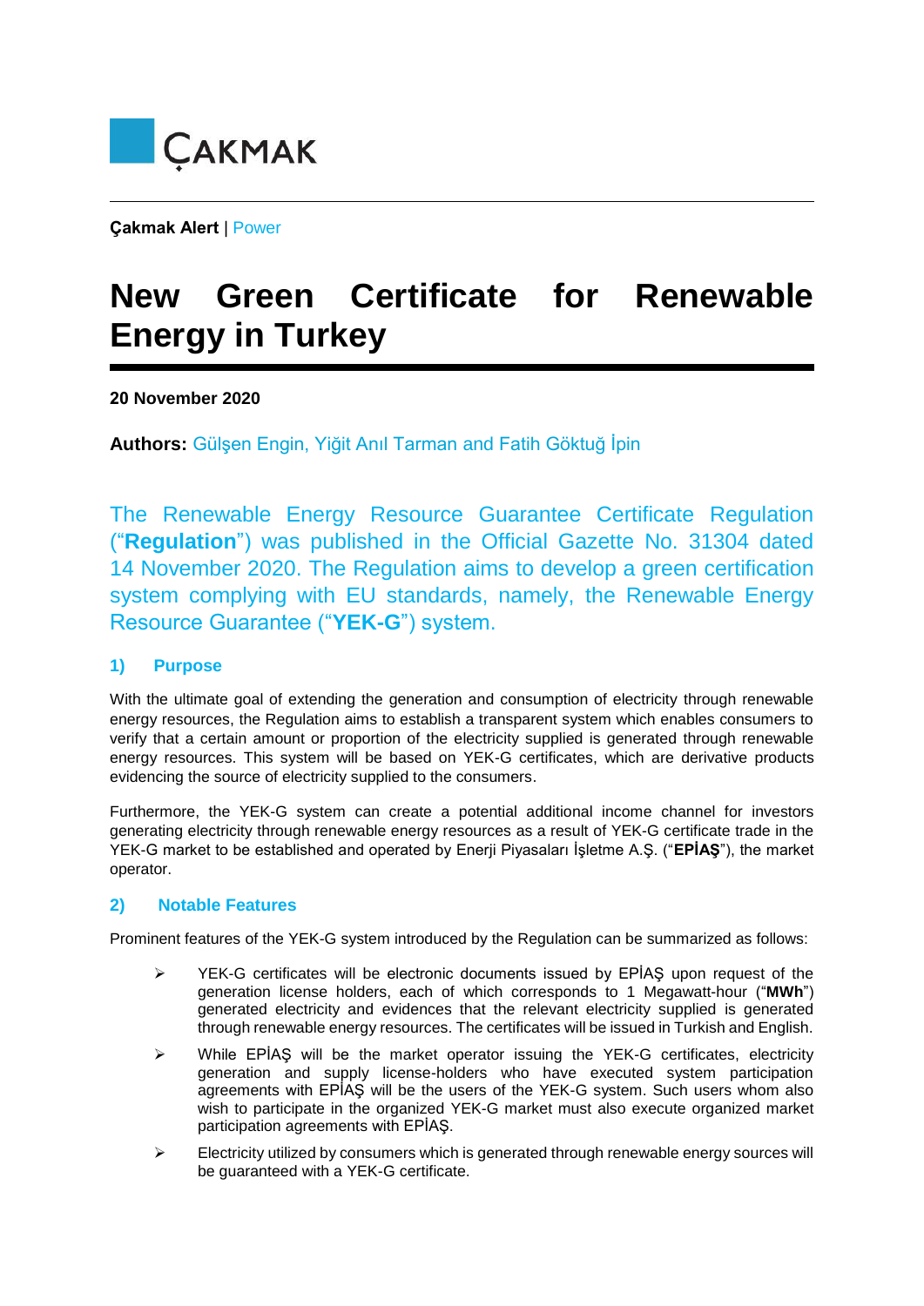ÇAKMAK

**Çakmak Alert** | Power

# New Green Certificate for Renewable Energy in Turkey

**20 November 2020**

**Authors:** Gülşen Engin, Yiğit Anıl Tarman and Fatih Göktuğ İpin

The Renewable Energy Resource Guarantee Certificate Regulation ("**Regulation**") was published in the Official Gazette No. 31304 dated 14 November 2020. The Regulation aims to develop a green certification system complying with EU standards, namely, the Renewable Energy Resource Guarantee ("**YEK-G**") system.

## 1) Purpose

With the ultimate goal of extending the generation and consumption of electricity through renewable energy resources, the Regulation aims to establish a transparent system which enables consumers to verify that a certain amount or proportion of the electricity supplied is generated through renewable energy resources. This system will be based on YEK-G certificates, which are derivative products evidencing the source of electricity supplied to the consumers.

Furthermore, the YEK-G system can create a potential additional income channel for investors generating electricity through renewable energy resources as a result of YEK-G certificate trade in the YEK-G market to be established and operated by Enerji Piyasaları İşletme A.Ş. ("**EPİAŞ**"), the market operator.

## 2) Notable Features

Prominent features of the YEK-G system introduced by the Regulation can be summarized as follows:

- YEK-G certificates will be electronic documents issued by EPİAŞ upon request of the generation license holders, each of which corresponds to 1 Megawatt-hour ("**MWh**") generated electricity and evidences that the relevant electricity supplied is generated through renewable energy resources. The certificates will be issued in Turkish and English.
- While EPİAŞ will be the market operator issuing the YEK-G certificates, electricity generation and supply license-holders who have executed system participation agreements with EPİAŞ will be the users of the YEK-G system. Such users whom also wish to participate in the organized YEK-G market must also execute organized market participation agreements with EPİAŞ.
- Electricity utilized by consumers which is generated through renewable energy sources will be guaranteed with a YEK-G certificate.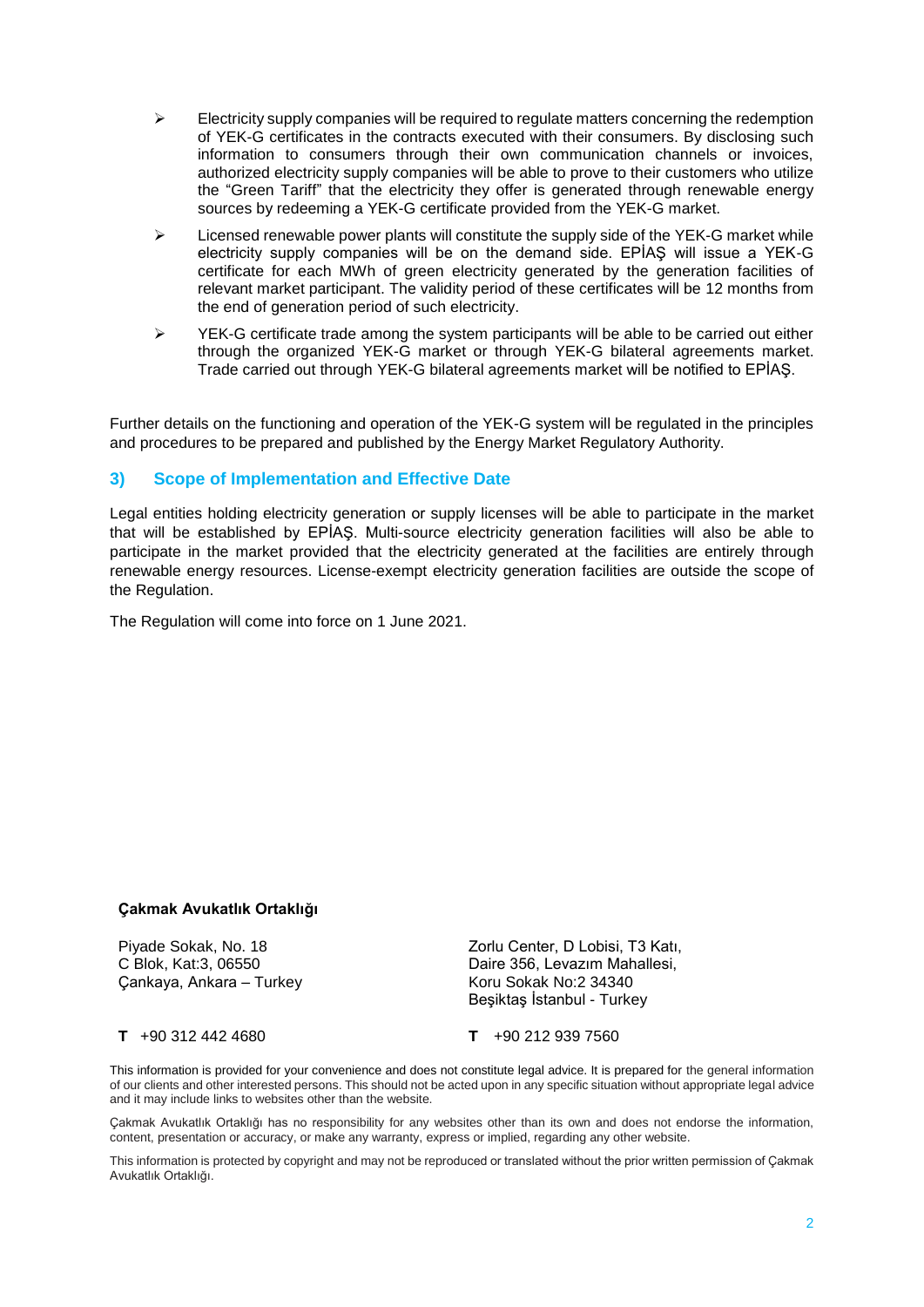- Electricity supply companies will be required to regulate matters concerning the redemption of YEK-G certificates in the contracts executed with their consumers. By disclosing such information to consumers through their own communication channels or invoices, authorized electricity supply companies will be able to prove to their customers who utilize the "Green Tariff" that the electricity they offer is generated through renewable energy sources by redeeming a YEK-G certificate provided from the YEK-G market.
- Licensed renewable power plants will constitute the supply side of the YEK-G market while electricity supply companies will be on the demand side. EPİAŞ will issue a YEK-G certificate for each MWh of green electricity generated by the generation facilities of relevant market participant. The validity period of these certificates will be 12 months from the end of generation period of such electricity.
- YEK-G certificate trade among the system participants will be able to be carried out either through the organized YEK-G market or through YEK-G bilateral agreements market. Trade carried out through YEK-G bilateral agreements market will be notified to EPİAŞ.

Further details on the functioning and operation of the YEK-G system will be regulated in the principles and procedures to be prepared and published by the Energy Market Regulatory Authority.

## 3) Scope of Implementation and Effective Date

Legal entities holding electricity generation or supply licenses will be able to participate in the market that will be established by EPİAŞ. Multi-source electricity generation facilities will also be able to participate in the market provided that the electricity generated at the facilities are entirely through renewable energy resources. License-exempt electricity generation facilities are outside the scope of the Regulation.

The Regulation will come into force on 1 June 2021.

**Çakmak Avukatlık Ortaklığı**

Piyade Sokak, No. 18
C Blok, Kat:3, 06550
Çankaya, Ankara – Turkey

**T** +90 312 442 4680

Zorlu Center, D Lobisi, T3 Katı,
Daire 356, Levazım Mahallesi,
Koru Sokak No:2 34340
Beşiktaş İstanbul - Turkey

**T** +90 212 939 7560

This information is provided for your convenience and does not constitute legal advice. It is prepared for the general information of our clients and other interested persons. This should not be acted upon in any specific situation without appropriate legal advice and it may include links to websites other than the website.

Çakmak Avukatlık Ortaklığı has no responsibility for any websites other than its own and does not endorse the information, content, presentation or accuracy, or make any warranty, express or implied, regarding any other website.

This information is protected by copyright and may not be reproduced or translated without the prior written permission of Çakmak Avukatlık Ortaklığı.